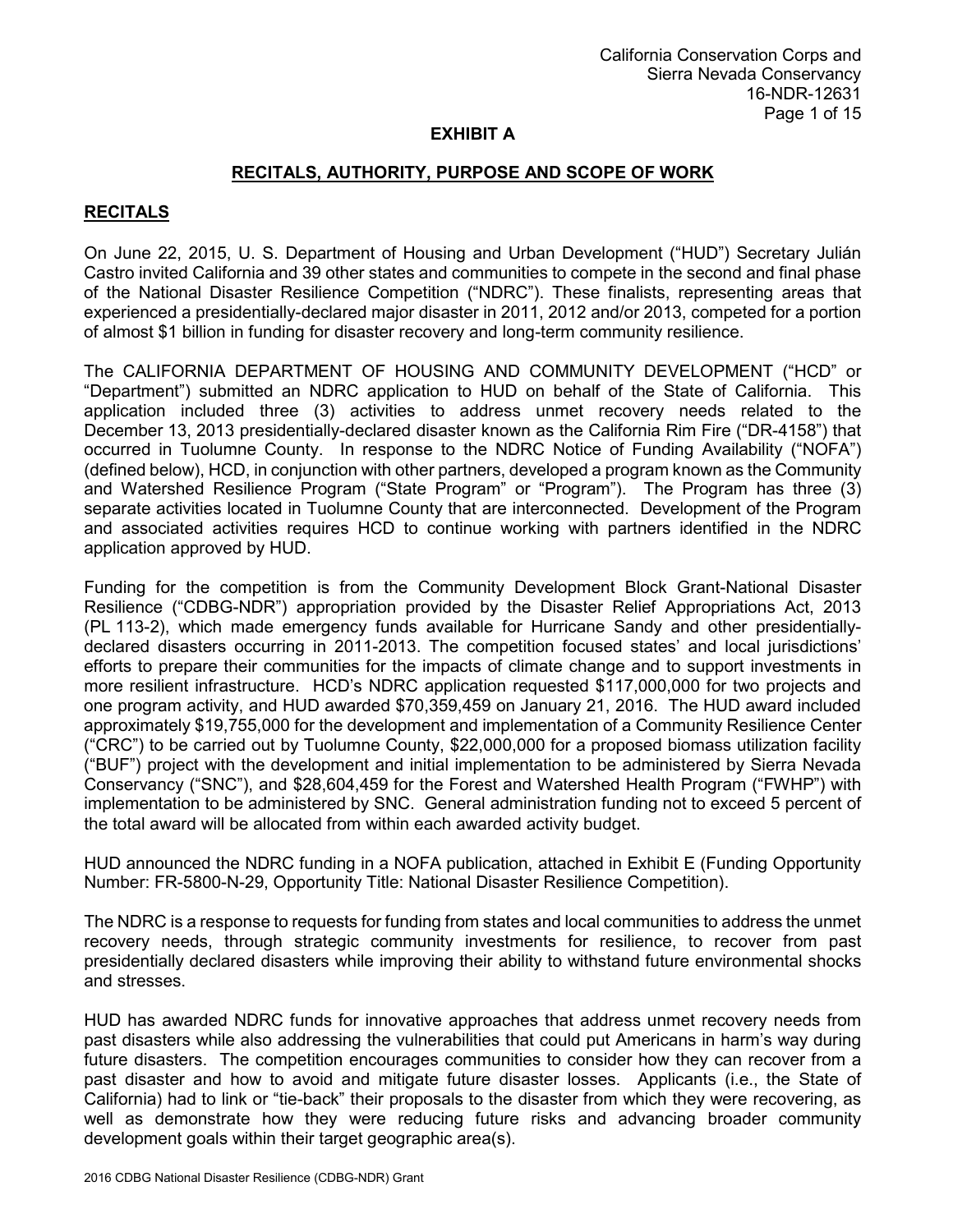# EXHIBIT A

## RECITALS, AUTHORITY, PURPOSE AND SCOPE OF WORK

### RECITALS

On June 22, 2015, U. S. Department of Housing and Urban Development ("HUD") Secretary Julián Castro invited California and 39 other states and communities to compete in the second and final phase of the National Disaster Resilience Competition ("NDRC"). These finalists, representing areas that experienced a presidentially-declared major disaster in 2011, 2012 and/or 2013, competed for a portion of almost $1 billion in funding for disaster recovery and long-term community resilience.

The CALIFORNIA DEPARTMENT OF HOUSING AND COMMUNITY DEVELOPMENT ("HCD" or "Department") submitted an NDRC application to HUD on behalf of the State of California. This application included three (3) activities to address unmet recovery needs related to the December 13, 2013 presidentially-declared disaster known as the California Rim Fire ("DR-4158") that occurred in Tuolumne County. In response to the NDRC Notice of Funding Availability ("NOFA") (defined below), HCD, in conjunction with other partners, developed a program known as the Community and Watershed Resilience Program ("State Program" or "Program"). The Program has three (3) separate activities located in Tuolumne County that are interconnected. Development of the Program and associated activities requires HCD to continue working with partners identified in the NDRC application approved by HUD.

Funding for the competition is from the Community Development Block Grant-National Disaster Resilience ("CDBG-NDR") appropriation provided by the Disaster Relief Appropriations Act, 2013 (PL 113-2), which made emergency funds available for Hurricane Sandy and other presidentially-declared disasters occurring in 2011-2013. The competition focused states' and local jurisdictions' efforts to prepare their communities for the impacts of climate change and to support investments in more resilient infrastructure. HCD's NDRC application requested $117,000,000 for two projects and one program activity, and HUD awarded $70,359,459 on January 21, 2016. The HUD award included approximately $19,755,000 for the development and implementation of a Community Resilience Center ("CRC") to be carried out by Tuolumne County, $22,000,000 for a proposed biomass utilization facility ("BUF") project with the development and initial implementation to be administered by Sierra Nevada Conservancy ("SNC"), and $28,604,459 for the Forest and Watershed Health Program ("FWHP") with implementation to be administered by SNC. General administration funding not to exceed 5 percent of the total award will be allocated from within each awarded activity budget.

HUD announced the NDRC funding in a NOFA publication, attached in Exhibit E (Funding Opportunity Number: FR-5800-N-29, Opportunity Title: National Disaster Resilience Competition).

The NDRC is a response to requests for funding from states and local communities to address the unmet recovery needs, through strategic community investments for resilience, to recover from past presidentially declared disasters while improving their ability to withstand future environmental shocks and stresses.

HUD has awarded NDRC funds for innovative approaches that address unmet recovery needs from past disasters while also addressing the vulnerabilities that could put Americans in harm's way during future disasters. The competition encourages communities to consider how they can recover from a past disaster and how to avoid and mitigate future disaster losses. Applicants (i.e., the State of California) had to link or "tie-back" their proposals to the disaster from which they were recovering, as well as demonstrate how they were reducing future risks and advancing broader community development goals within their target geographic area(s).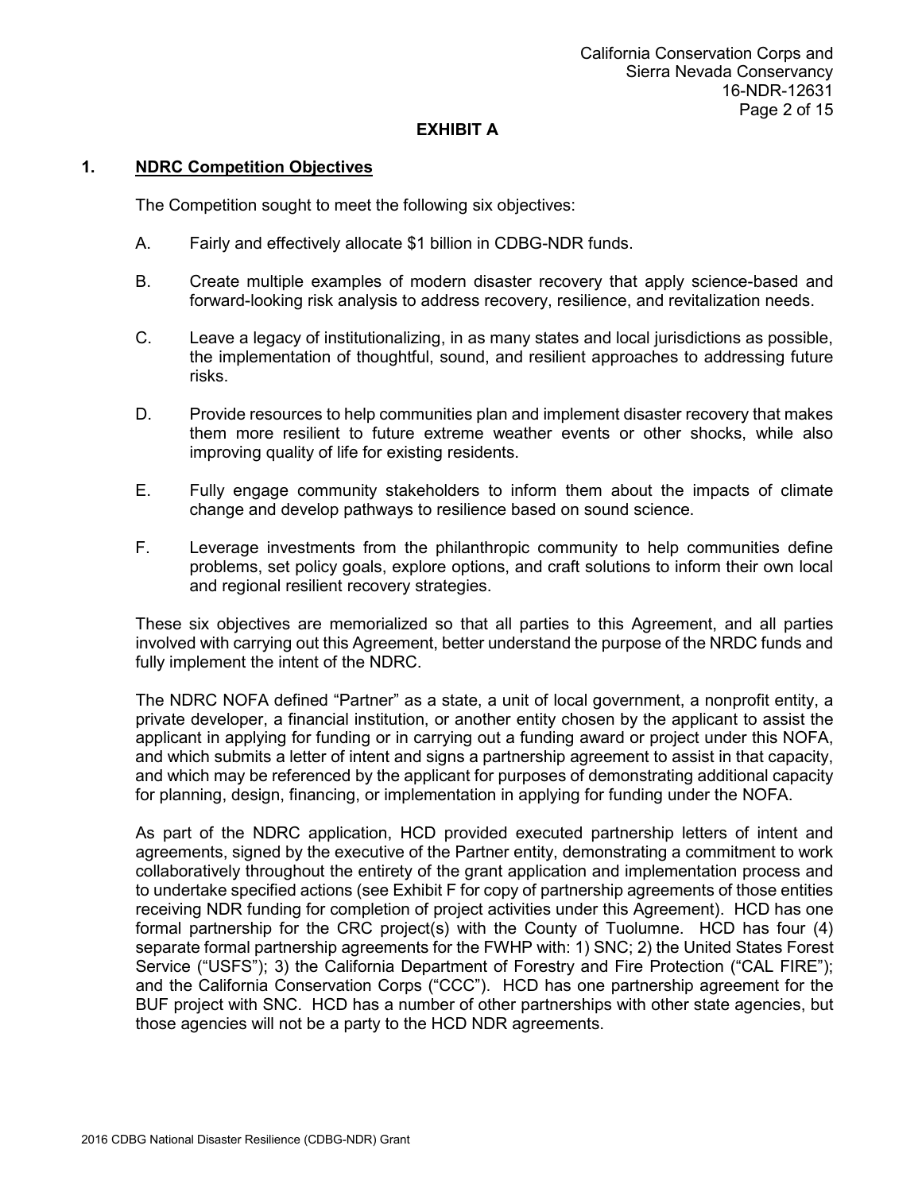# EXHIBIT A

## 1. NDRC Competition Objectives

The Competition sought to meet the following six objectives:

A. Fairly and effectively allocate $1 billion in CDBG-NDR funds.

B. Create multiple examples of modern disaster recovery that apply science-based and forward-looking risk analysis to address recovery, resilience, and revitalization needs.

C. Leave a legacy of institutionalizing, in as many states and local jurisdictions as possible, the implementation of thoughtful, sound, and resilient approaches to addressing future risks.

D. Provide resources to help communities plan and implement disaster recovery that makes them more resilient to future extreme weather events or other shocks, while also improving quality of life for existing residents.

E. Fully engage community stakeholders to inform them about the impacts of climate change and develop pathways to resilience based on sound science.

F. Leverage investments from the philanthropic community to help communities define problems, set policy goals, explore options, and craft solutions to inform their own local and regional resilient recovery strategies.

These six objectives are memorialized so that all parties to this Agreement, and all parties involved with carrying out this Agreement, better understand the purpose of the NRDC funds and fully implement the intent of the NDRC.

The NDRC NOFA defined "Partner" as a state, a unit of local government, a nonprofit entity, a private developer, a financial institution, or another entity chosen by the applicant to assist the applicant in applying for funding or in carrying out a funding award or project under this NOFA, and which submits a letter of intent and signs a partnership agreement to assist in that capacity, and which may be referenced by the applicant for purposes of demonstrating additional capacity for planning, design, financing, or implementation in applying for funding under the NOFA.

As part of the NDRC application, HCD provided executed partnership letters of intent and agreements, signed by the executive of the Partner entity, demonstrating a commitment to work collaboratively throughout the entirety of the grant application and implementation process and to undertake specified actions (see Exhibit F for copy of partnership agreements of those entities receiving NDR funding for completion of project activities under this Agreement). HCD has one formal partnership for the CRC project(s) with the County of Tuolumne. HCD has four (4) separate formal partnership agreements for the FWHP with: 1) SNC; 2) the United States Forest Service ("USFS"); 3) the California Department of Forestry and Fire Protection ("CAL FIRE"); and the California Conservation Corps ("CCC"). HCD has one partnership agreement for the BUF project with SNC. HCD has a number of other partnerships with other state agencies, but those agencies will not be a party to the HCD NDR agreements.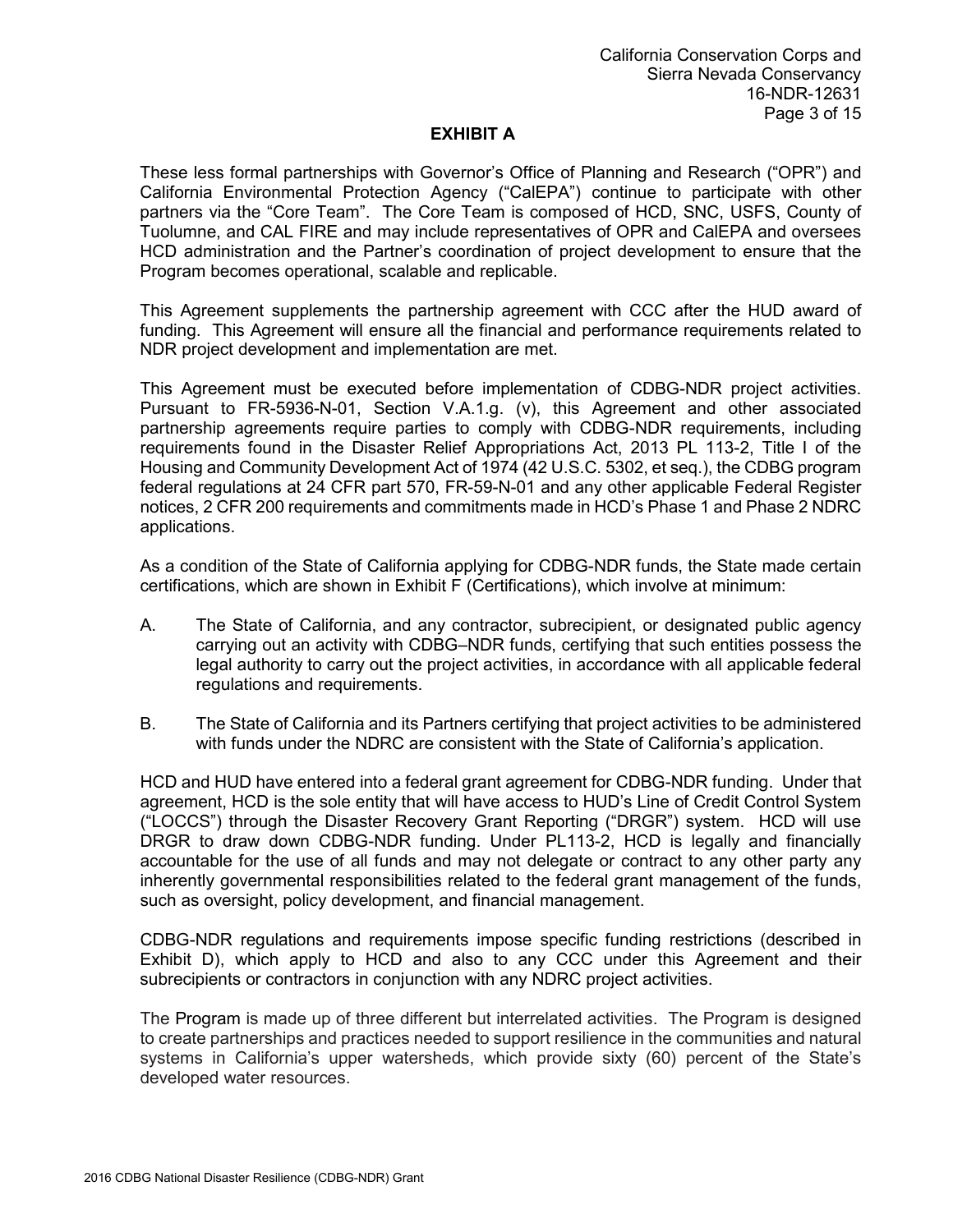## EXHIBIT A

These less formal partnerships with Governor's Office of Planning and Research ("OPR") and California Environmental Protection Agency ("CalEPA") continue to participate with other partners via the "Core Team". The Core Team is composed of HCD, SNC, USFS, County of Tuolumne, and CAL FIRE and may include representatives of OPR and CalEPA and oversees HCD administration and the Partner's coordination of project development to ensure that the Program becomes operational, scalable and replicable.

This Agreement supplements the partnership agreement with CCC after the HUD award of funding. This Agreement will ensure all the financial and performance requirements related to NDR project development and implementation are met.

This Agreement must be executed before implementation of CDBG-NDR project activities. Pursuant to FR-5936-N-01, Section V.A.1.g. (v), this Agreement and other associated partnership agreements require parties to comply with CDBG-NDR requirements, including requirements found in the Disaster Relief Appropriations Act, 2013 PL 113-2, Title I of the Housing and Community Development Act of 1974 (42 U.S.C. 5302, et seq.), the CDBG program federal regulations at 24 CFR part 570, FR-59-N-01 and any other applicable Federal Register notices, 2 CFR 200 requirements and commitments made in HCD's Phase 1 and Phase 2 NDRC applications.

As a condition of the State of California applying for CDBG-NDR funds, the State made certain certifications, which are shown in Exhibit F (Certifications), which involve at minimum:

A. The State of California, and any contractor, subrecipient, or designated public agency carrying out an activity with CDBG–NDR funds, certifying that such entities possess the legal authority to carry out the project activities, in accordance with all applicable federal regulations and requirements.

B. The State of California and its Partners certifying that project activities to be administered with funds under the NDRC are consistent with the State of California's application.

HCD and HUD have entered into a federal grant agreement for CDBG-NDR funding. Under that agreement, HCD is the sole entity that will have access to HUD's Line of Credit Control System ("LOCCS") through the Disaster Recovery Grant Reporting ("DRGR") system. HCD will use DRGR to draw down CDBG-NDR funding. Under PL113-2, HCD is legally and financially accountable for the use of all funds and may not delegate or contract to any other party any inherently governmental responsibilities related to the federal grant management of the funds, such as oversight, policy development, and financial management.

CDBG-NDR regulations and requirements impose specific funding restrictions (described in Exhibit D), which apply to HCD and also to any CCC under this Agreement and their subrecipients or contractors in conjunction with any NDRC project activities.

The Program is made up of three different but interrelated activities. The Program is designed to create partnerships and practices needed to support resilience in the communities and natural systems in California's upper watersheds, which provide sixty (60) percent of the State's developed water resources.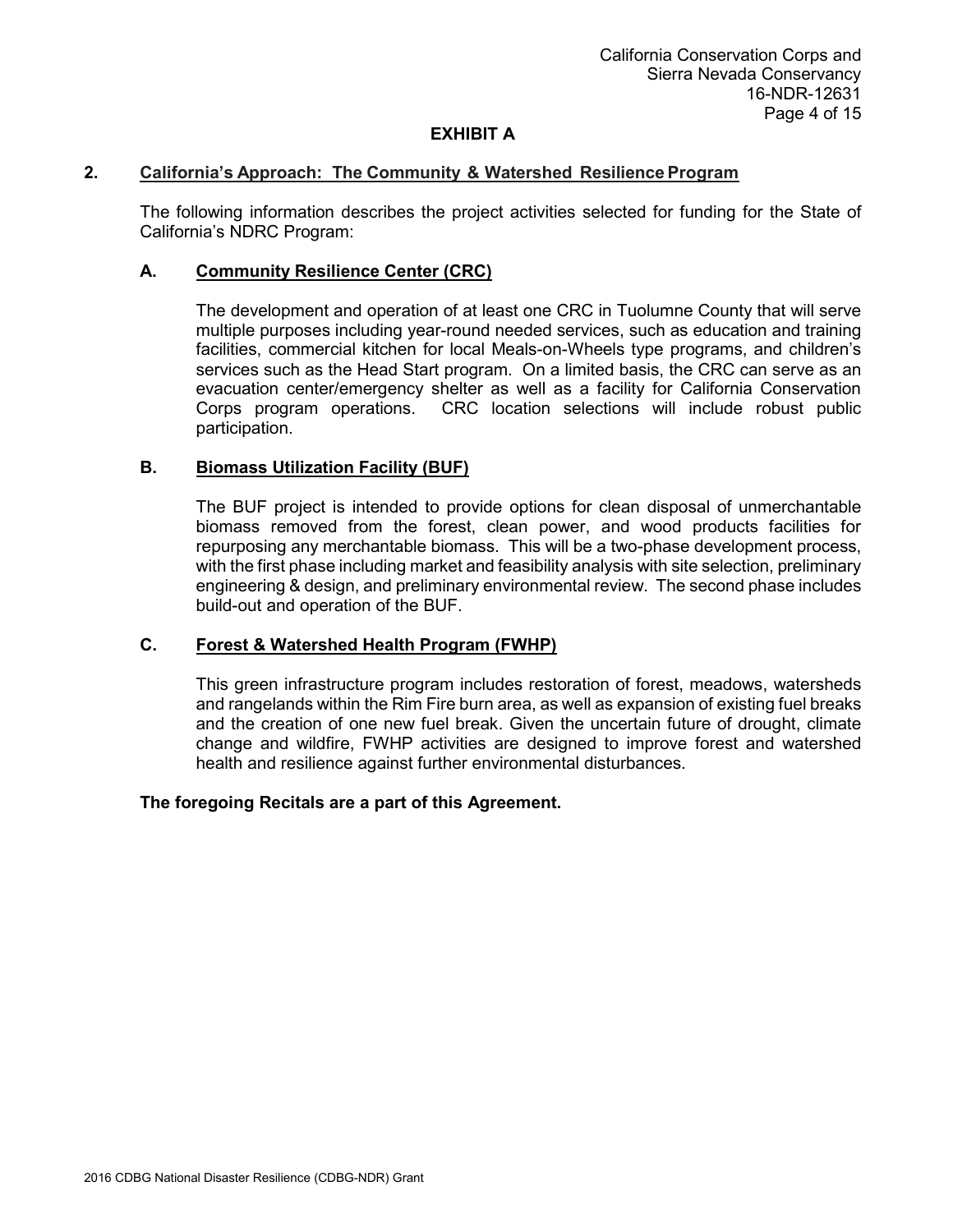## EXHIBIT A

### 2. California's Approach: The Community & Watershed Resilience Program

The following information describes the project activities selected for funding for the State of California's NDRC Program:

#### A. Community Resilience Center (CRC)

The development and operation of at least one CRC in Tuolumne County that will serve multiple purposes including year-round needed services, such as education and training facilities, commercial kitchen for local Meals-on-Wheels type programs, and children's services such as the Head Start program. On a limited basis, the CRC can serve as an evacuation center/emergency shelter as well as a facility for California Conservation Corps program operations. CRC location selections will include robust public participation.

#### B. Biomass Utilization Facility (BUF)

The BUF project is intended to provide options for clean disposal of unmerchantable biomass removed from the forest, clean power, and wood products facilities for repurposing any merchantable biomass. This will be a two-phase development process, with the first phase including market and feasibility analysis with site selection, preliminary engineering & design, and preliminary environmental review. The second phase includes build-out and operation of the BUF.

#### C. Forest & Watershed Health Program (FWHP)

This green infrastructure program includes restoration of forest, meadows, watersheds and rangelands within the Rim Fire burn area, as well as expansion of existing fuel breaks and the creation of one new fuel break. Given the uncertain future of drought, climate change and wildfire, FWHP activities are designed to improve forest and watershed health and resilience against further environmental disturbances.

**The foregoing Recitals are a part of this Agreement.**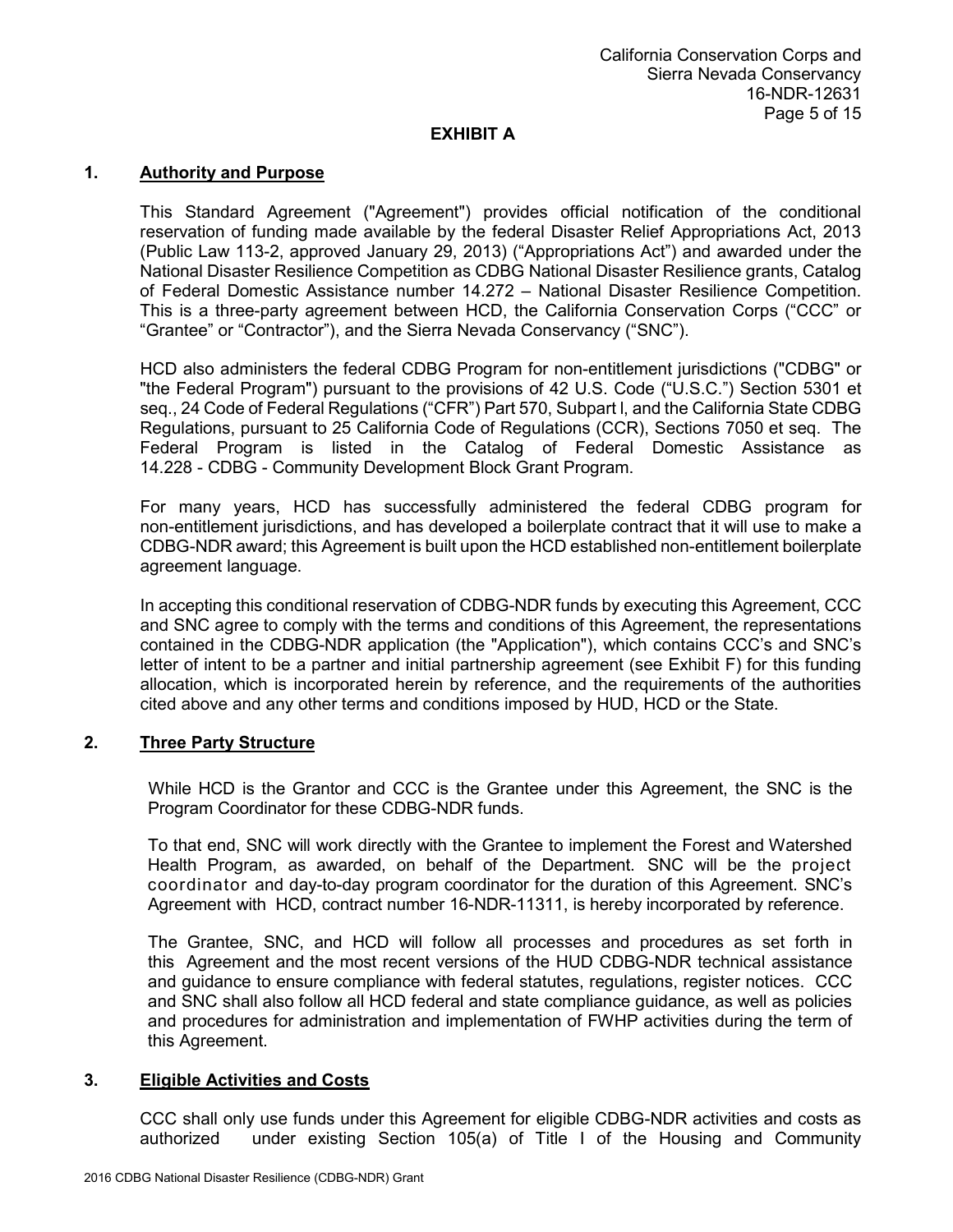# EXHIBIT A

## 1. Authority and Purpose

This Standard Agreement ("Agreement") provides official notification of the conditional reservation of funding made available by the federal Disaster Relief Appropriations Act, 2013 (Public Law 113-2, approved January 29, 2013) ("Appropriations Act") and awarded under the National Disaster Resilience Competition as CDBG National Disaster Resilience grants, Catalog of Federal Domestic Assistance number 14.272 – National Disaster Resilience Competition. This is a three-party agreement between HCD, the California Conservation Corps ("CCC" or "Grantee" or "Contractor"), and the Sierra Nevada Conservancy ("SNC").

HCD also administers the federal CDBG Program for non-entitlement jurisdictions ("CDBG" or "the Federal Program") pursuant to the provisions of 42 U.S. Code ("U.S.C.") Section 5301 et seq., 24 Code of Federal Regulations ("CFR") Part 570, Subpart I, and the California State CDBG Regulations, pursuant to 25 California Code of Regulations (CCR), Sections 7050 et seq. The Federal Program is listed in the Catalog of Federal Domestic Assistance as 14.228 - CDBG - Community Development Block Grant Program.

For many years, HCD has successfully administered the federal CDBG program for non-entitlement jurisdictions, and has developed a boilerplate contract that it will use to make a CDBG-NDR award; this Agreement is built upon the HCD established non-entitlement boilerplate agreement language.

In accepting this conditional reservation of CDBG-NDR funds by executing this Agreement, CCC and SNC agree to comply with the terms and conditions of this Agreement, the representations contained in the CDBG-NDR application (the "Application"), which contains CCC's and SNC's letter of intent to be a partner and initial partnership agreement (see Exhibit F) for this funding allocation, which is incorporated herein by reference, and the requirements of the authorities cited above and any other terms and conditions imposed by HUD, HCD or the State.

## 2. Three Party Structure

While HCD is the Grantor and CCC is the Grantee under this Agreement, the SNC is the Program Coordinator for these CDBG-NDR funds.

To that end, SNC will work directly with the Grantee to implement the Forest and Watershed Health Program, as awarded, on behalf of the Department. SNC will be the project coordinator and day-to-day program coordinator for the duration of this Agreement. SNC's Agreement with HCD, contract number 16-NDR-11311, is hereby incorporated by reference.

The Grantee, SNC, and HCD will follow all processes and procedures as set forth in this Agreement and the most recent versions of the HUD CDBG-NDR technical assistance and guidance to ensure compliance with federal statutes, regulations, register notices. CCC and SNC shall also follow all HCD federal and state compliance guidance, as well as policies and procedures for administration and implementation of FWHP activities during the term of this Agreement.

## 3. Eligible Activities and Costs

CCC shall only use funds under this Agreement for eligible CDBG-NDR activities and costs as authorized under existing Section 105(a) of Title I of the Housing and Community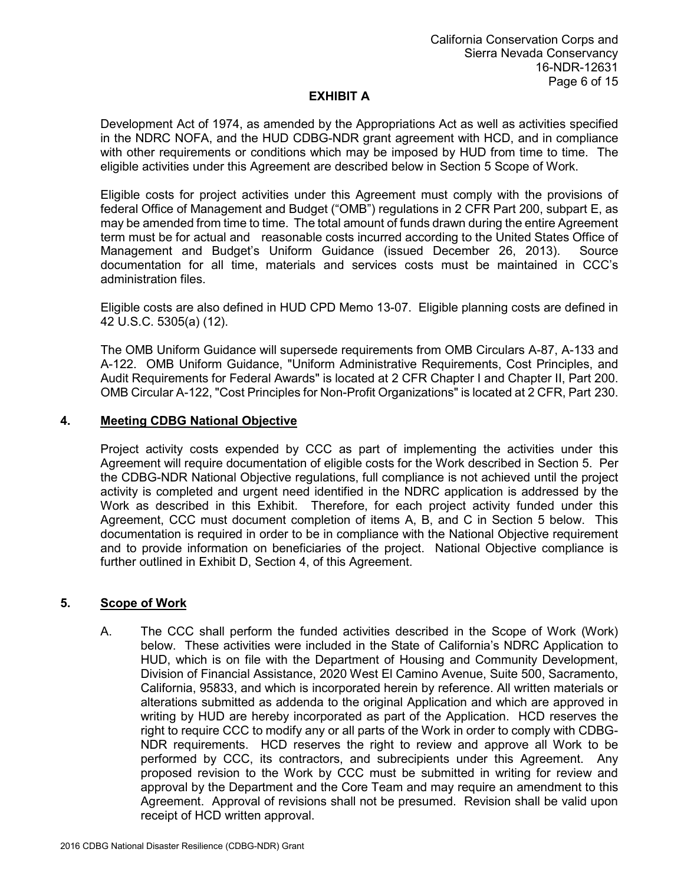## EXHIBIT A

Development Act of 1974, as amended by the Appropriations Act as well as activities specified in the NDRC NOFA, and the HUD CDBG-NDR grant agreement with HCD, and in compliance with other requirements or conditions which may be imposed by HUD from time to time. The eligible activities under this Agreement are described below in Section 5 Scope of Work.

Eligible costs for project activities under this Agreement must comply with the provisions of federal Office of Management and Budget ("OMB") regulations in 2 CFR Part 200, subpart E, as may be amended from time to time. The total amount of funds drawn during the entire Agreement term must be for actual and reasonable costs incurred according to the United States Office of Management and Budget's Uniform Guidance (issued December 26, 2013). Source documentation for all time, materials and services costs must be maintained in CCC's administration files.

Eligible costs are also defined in HUD CPD Memo 13-07. Eligible planning costs are defined in 42 U.S.C. 5305(a) (12).

The OMB Uniform Guidance will supersede requirements from OMB Circulars A-87, A-133 and A-122. OMB Uniform Guidance, "Uniform Administrative Requirements, Cost Principles, and Audit Requirements for Federal Awards" is located at 2 CFR Chapter I and Chapter II, Part 200. OMB Circular A-122, "Cost Principles for Non-Profit Organizations" is located at 2 CFR, Part 230.

### 4. Meeting CDBG National Objective

Project activity costs expended by CCC as part of implementing the activities under this Agreement will require documentation of eligible costs for the Work described in Section 5. Per the CDBG-NDR National Objective regulations, full compliance is not achieved until the project activity is completed and urgent need identified in the NDRC application is addressed by the Work as described in this Exhibit. Therefore, for each project activity funded under this Agreement, CCC must document completion of items A, B, and C in Section 5 below. This documentation is required in order to be in compliance with the National Objective requirement and to provide information on beneficiaries of the project. National Objective compliance is further outlined in Exhibit D, Section 4, of this Agreement.

### 5. Scope of Work

A. The CCC shall perform the funded activities described in the Scope of Work (Work) below. These activities were included in the State of California's NDRC Application to HUD, which is on file with the Department of Housing and Community Development, Division of Financial Assistance, 2020 West El Camino Avenue, Suite 500, Sacramento, California, 95833, and which is incorporated herein by reference. All written materials or alterations submitted as addenda to the original Application and which are approved in writing by HUD are hereby incorporated as part of the Application. HCD reserves the right to require CCC to modify any or all parts of the Work in order to comply with CDBG-NDR requirements. HCD reserves the right to review and approve all Work to be performed by CCC, its contractors, and subrecipients under this Agreement. Any proposed revision to the Work by CCC must be submitted in writing for review and approval by the Department and the Core Team and may require an amendment to this Agreement. Approval of revisions shall not be presumed. Revision shall be valid upon receipt of HCD written approval.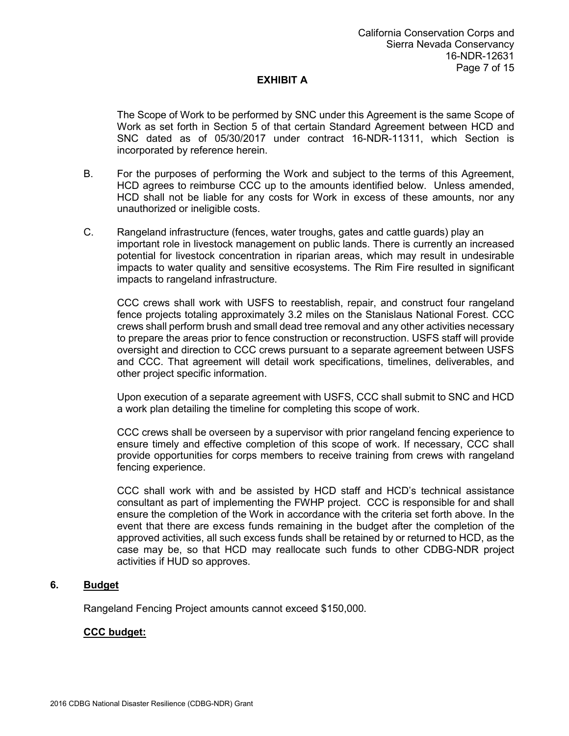## EXHIBIT A

The Scope of Work to be performed by SNC under this Agreement is the same Scope of Work as set forth in Section 5 of that certain Standard Agreement between HCD and SNC dated as of 05/30/2017 under contract 16-NDR-11311, which Section is incorporated by reference herein.

B. For the purposes of performing the Work and subject to the terms of this Agreement, HCD agrees to reimburse CCC up to the amounts identified below. Unless amended, HCD shall not be liable for any costs for Work in excess of these amounts, nor any unauthorized or ineligible costs.

C. Rangeland infrastructure (fences, water troughs, gates and cattle guards) play an important role in livestock management on public lands. There is currently an increased potential for livestock concentration in riparian areas, which may result in undesirable impacts to water quality and sensitive ecosystems. The Rim Fire resulted in significant impacts to rangeland infrastructure.

CCC crews shall work with USFS to reestablish, repair, and construct four rangeland fence projects totaling approximately 3.2 miles on the Stanislaus National Forest. CCC crews shall perform brush and small dead tree removal and any other activities necessary to prepare the areas prior to fence construction or reconstruction. USFS staff will provide oversight and direction to CCC crews pursuant to a separate agreement between USFS and CCC. That agreement will detail work specifications, timelines, deliverables, and other project specific information.

Upon execution of a separate agreement with USFS, CCC shall submit to SNC and HCD a work plan detailing the timeline for completing this scope of work.

CCC crews shall be overseen by a supervisor with prior rangeland fencing experience to ensure timely and effective completion of this scope of work. If necessary, CCC shall provide opportunities for corps members to receive training from crews with rangeland fencing experience.

CCC shall work with and be assisted by HCD staff and HCD's technical assistance consultant as part of implementing the FWHP project. CCC is responsible for and shall ensure the completion of the Work in accordance with the criteria set forth above. In the event that there are excess funds remaining in the budget after the completion of the approved activities, all such excess funds shall be retained by or returned to HCD, as the case may be, so that HCD may reallocate such funds to other CDBG-NDR project activities if HUD so approves.

## 6. Budget

Rangeland Fencing Project amounts cannot exceed $150,000.

**CCC budget:**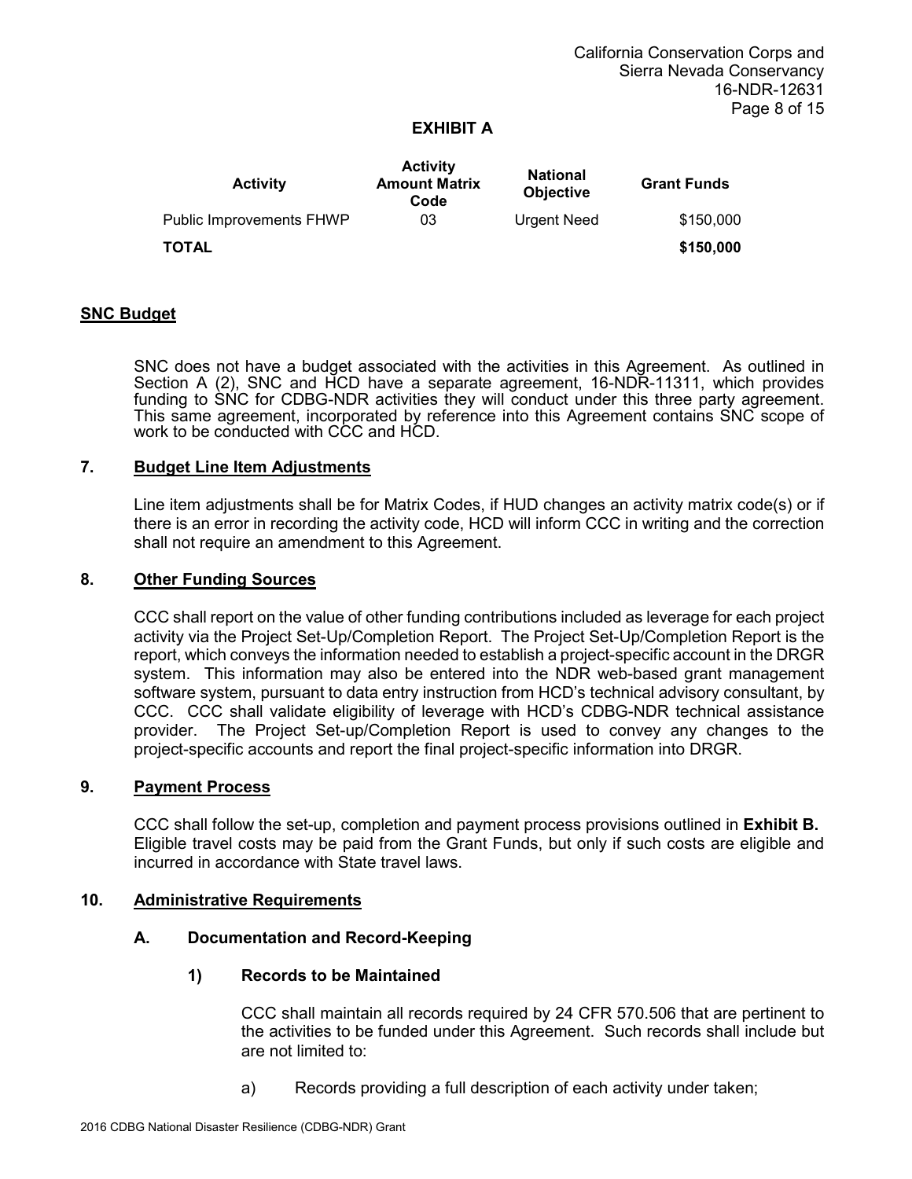## EXHIBIT A

| Activity | Activity Amount Matrix Code | National Objective | Grant Funds |
|---|---|---|---|
| Public Improvements FHWP | 03 | Urgent Need | $150,000 |
| **TOTAL** | | | **$150,000** |

**SNC Budget**

SNC does not have a budget associated with the activities in this Agreement. As outlined in Section A (2), SNC and HCD have a separate agreement, 16-NDR-11311, which provides funding to SNC for CDBG-NDR activities they will conduct under this three party agreement. This same agreement, incorporated by reference into this Agreement contains SNC scope of work to be conducted with CCC and HCD.

### 7. Budget Line Item Adjustments

Line item adjustments shall be for Matrix Codes, if HUD changes an activity matrix code(s) or if there is an error in recording the activity code, HCD will inform CCC in writing and the correction shall not require an amendment to this Agreement.

### 8. Other Funding Sources

CCC shall report on the value of other funding contributions included as leverage for each project activity via the Project Set-Up/Completion Report. The Project Set-Up/Completion Report is the report, which conveys the information needed to establish a project-specific account in the DRGR system. This information may also be entered into the NDR web-based grant management software system, pursuant to data entry instruction from HCD's technical advisory consultant, by CCC. CCC shall validate eligibility of leverage with HCD's CDBG-NDR technical assistance provider. The Project Set-up/Completion Report is used to convey any changes to the project-specific accounts and report the final project-specific information into DRGR.

### 9. Payment Process

CCC shall follow the set-up, completion and payment process provisions outlined in **Exhibit B.** Eligible travel costs may be paid from the Grant Funds, but only if such costs are eligible and incurred in accordance with State travel laws.

### 10. Administrative Requirements

#### A. Documentation and Record-Keeping

##### 1) Records to be Maintained

CCC shall maintain all records required by 24 CFR 570.506 that are pertinent to the activities to be funded under this Agreement. Such records shall include but are not limited to:

a) Records providing a full description of each activity under taken;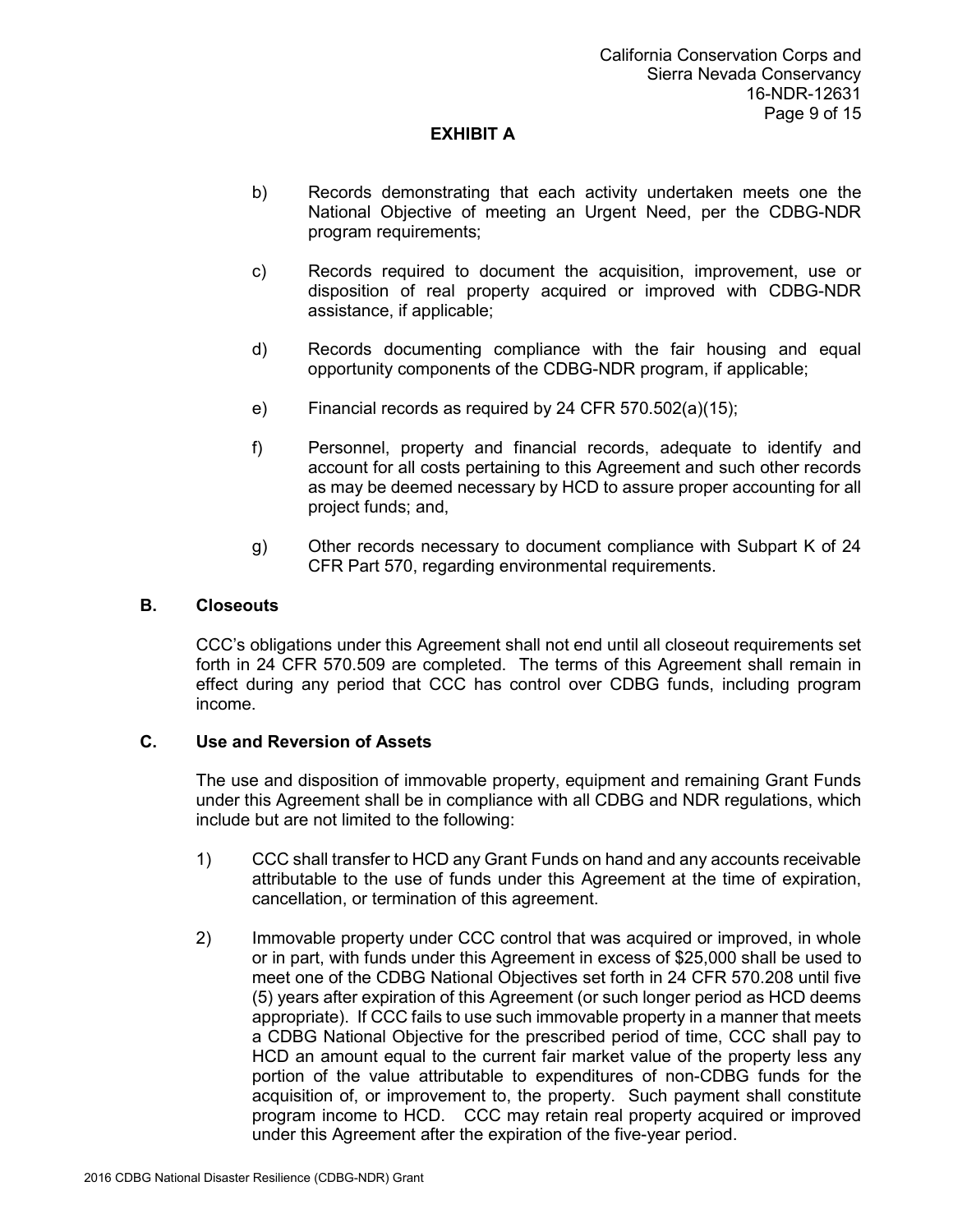## EXHIBIT A

b) Records demonstrating that each activity undertaken meets one the National Objective of meeting an Urgent Need, per the CDBG-NDR program requirements;

c) Records required to document the acquisition, improvement, use or disposition of real property acquired or improved with CDBG-NDR assistance, if applicable;

d) Records documenting compliance with the fair housing and equal opportunity components of the CDBG-NDR program, if applicable;

e) Financial records as required by 24 CFR 570.502(a)(15);

f) Personnel, property and financial records, adequate to identify and account for all costs pertaining to this Agreement and such other records as may be deemed necessary by HCD to assure proper accounting for all project funds; and,

g) Other records necessary to document compliance with Subpart K of 24 CFR Part 570, regarding environmental requirements.

### B. Closeouts

CCC's obligations under this Agreement shall not end until all closeout requirements set forth in 24 CFR 570.509 are completed. The terms of this Agreement shall remain in effect during any period that CCC has control over CDBG funds, including program income.

### C. Use and Reversion of Assets

The use and disposition of immovable property, equipment and remaining Grant Funds under this Agreement shall be in compliance with all CDBG and NDR regulations, which include but are not limited to the following:

1) CCC shall transfer to HCD any Grant Funds on hand and any accounts receivable attributable to the use of funds under this Agreement at the time of expiration, cancellation, or termination of this agreement.

2) Immovable property under CCC control that was acquired or improved, in whole or in part, with funds under this Agreement in excess of $25,000 shall be used to meet one of the CDBG National Objectives set forth in 24 CFR 570.208 until five (5) years after expiration of this Agreement (or such longer period as HCD deems appropriate). If CCC fails to use such immovable property in a manner that meets a CDBG National Objective for the prescribed period of time, CCC shall pay to HCD an amount equal to the current fair market value of the property less any portion of the value attributable to expenditures of non-CDBG funds for the acquisition of, or improvement to, the property. Such payment shall constitute program income to HCD. CCC may retain real property acquired or improved under this Agreement after the expiration of the five-year period.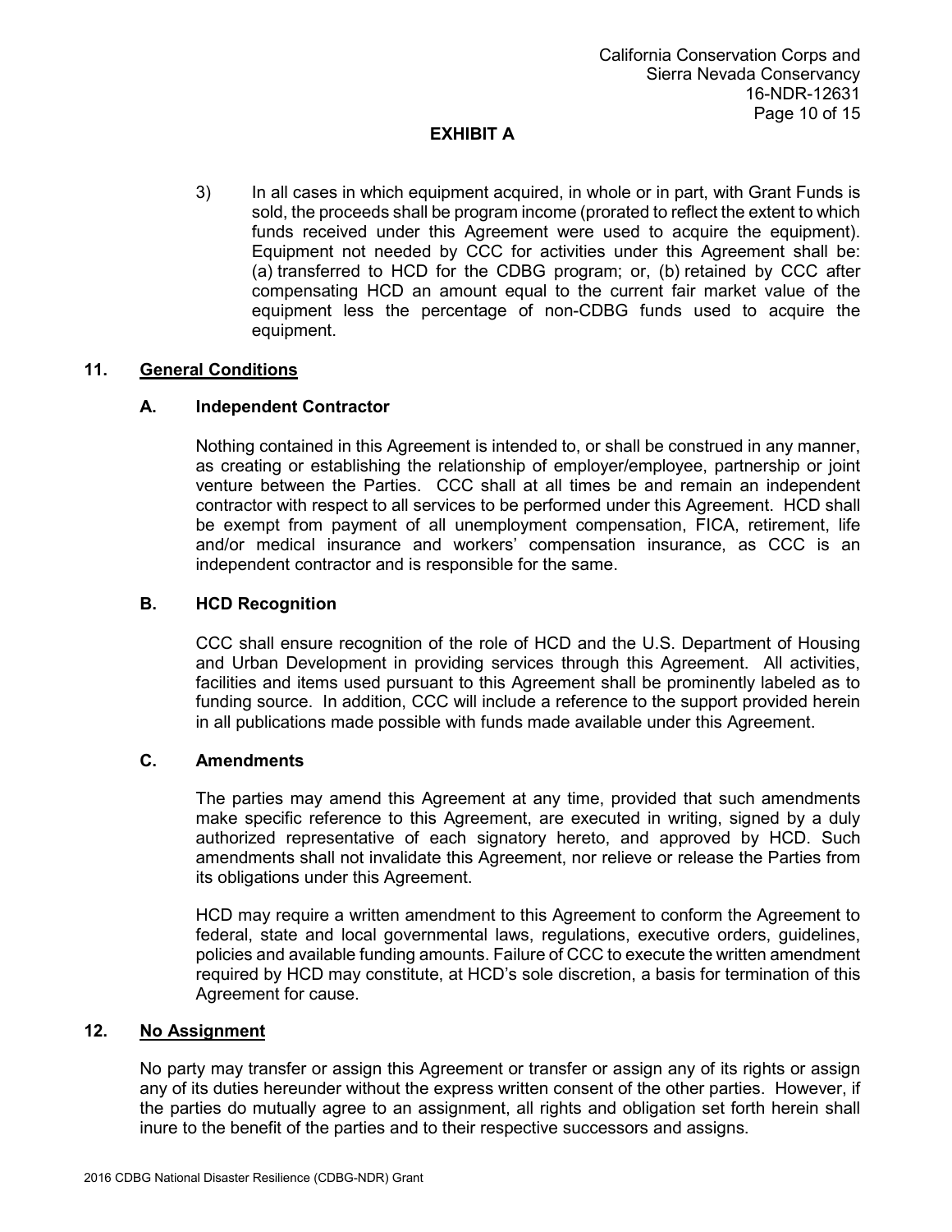## EXHIBIT A

3) In all cases in which equipment acquired, in whole or in part, with Grant Funds is sold, the proceeds shall be program income (prorated to reflect the extent to which funds received under this Agreement were used to acquire the equipment). Equipment not needed by CCC for activities under this Agreement shall be: (a) transferred to HCD for the CDBG program; or, (b) retained by CCC after compensating HCD an amount equal to the current fair market value of the equipment less the percentage of non-CDBG funds used to acquire the equipment.

### 11. General Conditions

#### A. Independent Contractor

Nothing contained in this Agreement is intended to, or shall be construed in any manner, as creating or establishing the relationship of employer/employee, partnership or joint venture between the Parties. CCC shall at all times be and remain an independent contractor with respect to all services to be performed under this Agreement. HCD shall be exempt from payment of all unemployment compensation, FICA, retirement, life and/or medical insurance and workers' compensation insurance, as CCC is an independent contractor and is responsible for the same.

#### B. HCD Recognition

CCC shall ensure recognition of the role of HCD and the U.S. Department of Housing and Urban Development in providing services through this Agreement. All activities, facilities and items used pursuant to this Agreement shall be prominently labeled as to funding source. In addition, CCC will include a reference to the support provided herein in all publications made possible with funds made available under this Agreement.

#### C. Amendments

The parties may amend this Agreement at any time, provided that such amendments make specific reference to this Agreement, are executed in writing, signed by a duly authorized representative of each signatory hereto, and approved by HCD. Such amendments shall not invalidate this Agreement, nor relieve or release the Parties from its obligations under this Agreement.

HCD may require a written amendment to this Agreement to conform the Agreement to federal, state and local governmental laws, regulations, executive orders, guidelines, policies and available funding amounts. Failure of CCC to execute the written amendment required by HCD may constitute, at HCD's sole discretion, a basis for termination of this Agreement for cause.

### 12. No Assignment

No party may transfer or assign this Agreement or transfer or assign any of its rights or assign any of its duties hereunder without the express written consent of the other parties. However, if the parties do mutually agree to an assignment, all rights and obligation set forth herein shall inure to the benefit of the parties and to their respective successors and assigns.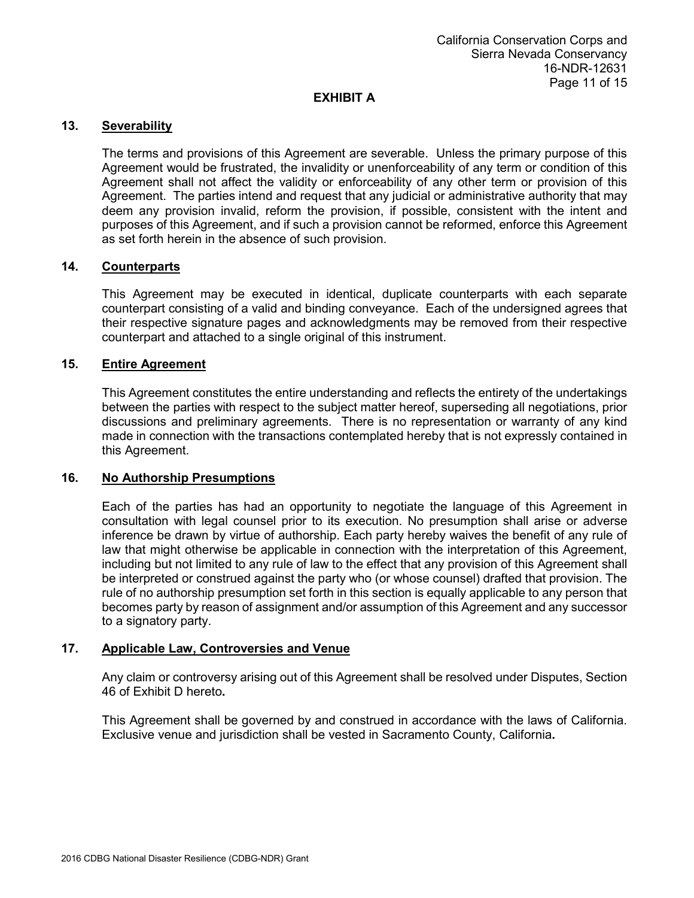## EXHIBIT A

### 13. Severability

The terms and provisions of this Agreement are severable. Unless the primary purpose of this Agreement would be frustrated, the invalidity or unenforceability of any term or condition of this Agreement shall not affect the validity or enforceability of any other term or provision of this Agreement. The parties intend and request that any judicial or administrative authority that may deem any provision invalid, reform the provision, if possible, consistent with the intent and purposes of this Agreement, and if such a provision cannot be reformed, enforce this Agreement as set forth herein in the absence of such provision.

### 14. Counterparts

This Agreement may be executed in identical, duplicate counterparts with each separate counterpart consisting of a valid and binding conveyance. Each of the undersigned agrees that their respective signature pages and acknowledgments may be removed from their respective counterpart and attached to a single original of this instrument.

### 15. Entire Agreement

This Agreement constitutes the entire understanding and reflects the entirety of the undertakings between the parties with respect to the subject matter hereof, superseding all negotiations, prior discussions and preliminary agreements. There is no representation or warranty of any kind made in connection with the transactions contemplated hereby that is not expressly contained in this Agreement.

### 16. No Authorship Presumptions

Each of the parties has had an opportunity to negotiate the language of this Agreement in consultation with legal counsel prior to its execution. No presumption shall arise or adverse inference be drawn by virtue of authorship. Each party hereby waives the benefit of any rule of law that might otherwise be applicable in connection with the interpretation of this Agreement, including but not limited to any rule of law to the effect that any provision of this Agreement shall be interpreted or construed against the party who (or whose counsel) drafted that provision. The rule of no authorship presumption set forth in this section is equally applicable to any person that becomes party by reason of assignment and/or assumption of this Agreement and any successor to a signatory party.

### 17. Applicable Law, Controversies and Venue

Any claim or controversy arising out of this Agreement shall be resolved under Disputes, Section 46 of Exhibit D hereto**.**

This Agreement shall be governed by and construed in accordance with the laws of California. Exclusive venue and jurisdiction shall be vested in Sacramento County, California**.**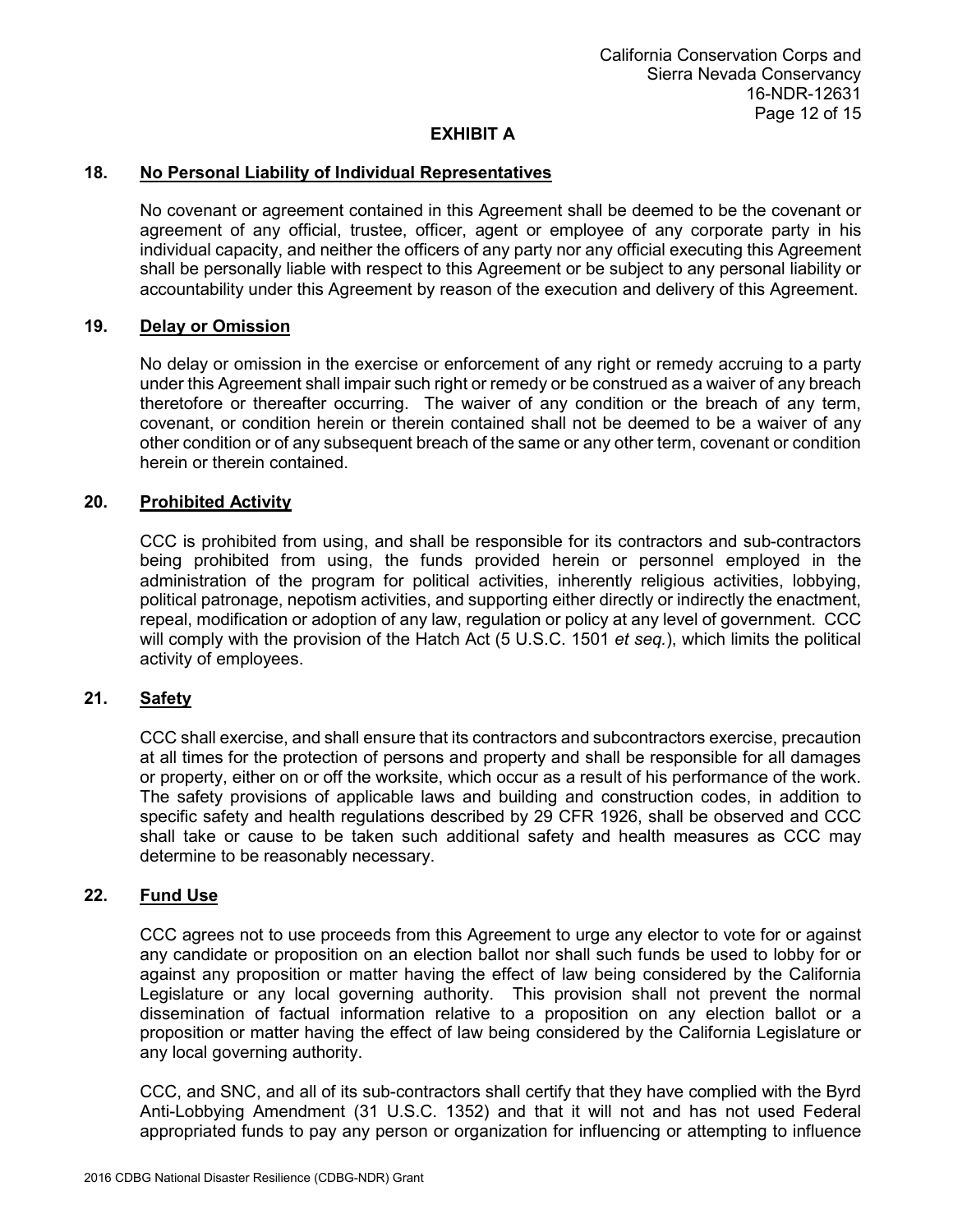## EXHIBIT A

### 18. No Personal Liability of Individual Representatives

No covenant or agreement contained in this Agreement shall be deemed to be the covenant or agreement of any official, trustee, officer, agent or employee of any corporate party in his individual capacity, and neither the officers of any party nor any official executing this Agreement shall be personally liable with respect to this Agreement or be subject to any personal liability or accountability under this Agreement by reason of the execution and delivery of this Agreement.

### 19. Delay or Omission

No delay or omission in the exercise or enforcement of any right or remedy accruing to a party under this Agreement shall impair such right or remedy or be construed as a waiver of any breach theretofore or thereafter occurring. The waiver of any condition or the breach of any term, covenant, or condition herein or therein contained shall not be deemed to be a waiver of any other condition or of any subsequent breach of the same or any other term, covenant or condition herein or therein contained.

### 20. Prohibited Activity

CCC is prohibited from using, and shall be responsible for its contractors and sub-contractors being prohibited from using, the funds provided herein or personnel employed in the administration of the program for political activities, inherently religious activities, lobbying, political patronage, nepotism activities, and supporting either directly or indirectly the enactment, repeal, modification or adoption of any law, regulation or policy at any level of government. CCC will comply with the provision of the Hatch Act (5 U.S.C. 1501 *et seq.*), which limits the political activity of employees.

### 21. Safety

CCC shall exercise, and shall ensure that its contractors and subcontractors exercise, precaution at all times for the protection of persons and property and shall be responsible for all damages or property, either on or off the worksite, which occur as a result of his performance of the work. The safety provisions of applicable laws and building and construction codes, in addition to specific safety and health regulations described by 29 CFR 1926, shall be observed and CCC shall take or cause to be taken such additional safety and health measures as CCC may determine to be reasonably necessary.

### 22. Fund Use

CCC agrees not to use proceeds from this Agreement to urge any elector to vote for or against any candidate or proposition on an election ballot nor shall such funds be used to lobby for or against any proposition or matter having the effect of law being considered by the California Legislature or any local governing authority. This provision shall not prevent the normal dissemination of factual information relative to a proposition on any election ballot or a proposition or matter having the effect of law being considered by the California Legislature or any local governing authority.

CCC, and SNC, and all of its sub-contractors shall certify that they have complied with the Byrd Anti-Lobbying Amendment (31 U.S.C. 1352) and that it will not and has not used Federal appropriated funds to pay any person or organization for influencing or attempting to influence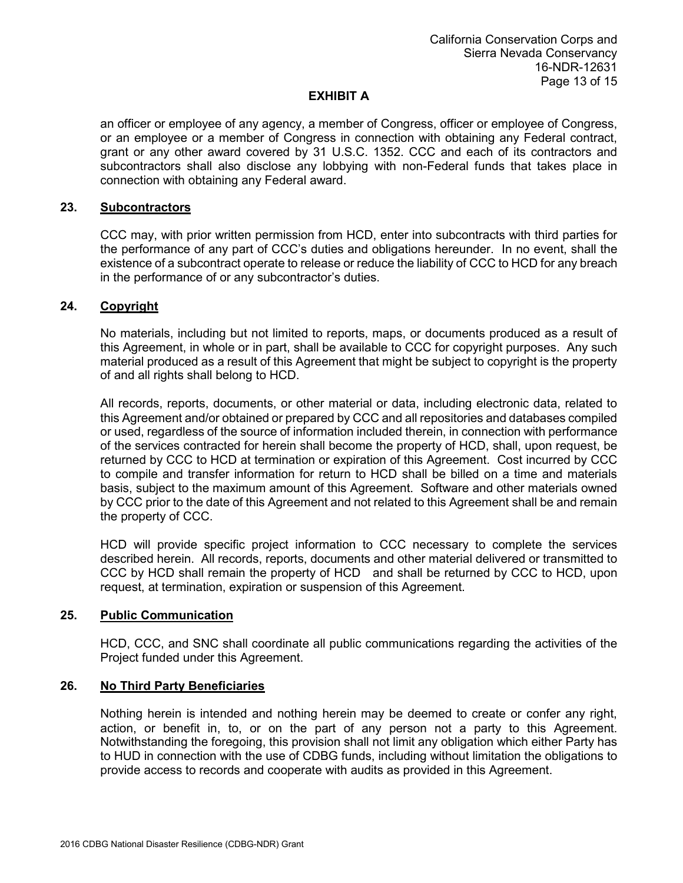## EXHIBIT A

an officer or employee of any agency, a member of Congress, officer or employee of Congress, or an employee or a member of Congress in connection with obtaining any Federal contract, grant or any other award covered by 31 U.S.C. 1352. CCC and each of its contractors and subcontractors shall also disclose any lobbying with non-Federal funds that takes place in connection with obtaining any Federal award.

### 23. Subcontractors

CCC may, with prior written permission from HCD, enter into subcontracts with third parties for the performance of any part of CCC's duties and obligations hereunder. In no event, shall the existence of a subcontract operate to release or reduce the liability of CCC to HCD for any breach in the performance of or any subcontractor's duties.

### 24. Copyright

No materials, including but not limited to reports, maps, or documents produced as a result of this Agreement, in whole or in part, shall be available to CCC for copyright purposes. Any such material produced as a result of this Agreement that might be subject to copyright is the property of and all rights shall belong to HCD.

All records, reports, documents, or other material or data, including electronic data, related to this Agreement and/or obtained or prepared by CCC and all repositories and databases compiled or used, regardless of the source of information included therein, in connection with performance of the services contracted for herein shall become the property of HCD, shall, upon request, be returned by CCC to HCD at termination or expiration of this Agreement. Cost incurred by CCC to compile and transfer information for return to HCD shall be billed on a time and materials basis, subject to the maximum amount of this Agreement. Software and other materials owned by CCC prior to the date of this Agreement and not related to this Agreement shall be and remain the property of CCC.

HCD will provide specific project information to CCC necessary to complete the services described herein. All records, reports, documents and other material delivered or transmitted to CCC by HCD shall remain the property of HCD and shall be returned by CCC to HCD, upon request, at termination, expiration or suspension of this Agreement.

### 25. Public Communication

HCD, CCC, and SNC shall coordinate all public communications regarding the activities of the Project funded under this Agreement.

### 26. No Third Party Beneficiaries

Nothing herein is intended and nothing herein may be deemed to create or confer any right, action, or benefit in, to, or on the part of any person not a party to this Agreement. Notwithstanding the foregoing, this provision shall not limit any obligation which either Party has to HUD in connection with the use of CDBG funds, including without limitation the obligations to provide access to records and cooperate with audits as provided in this Agreement.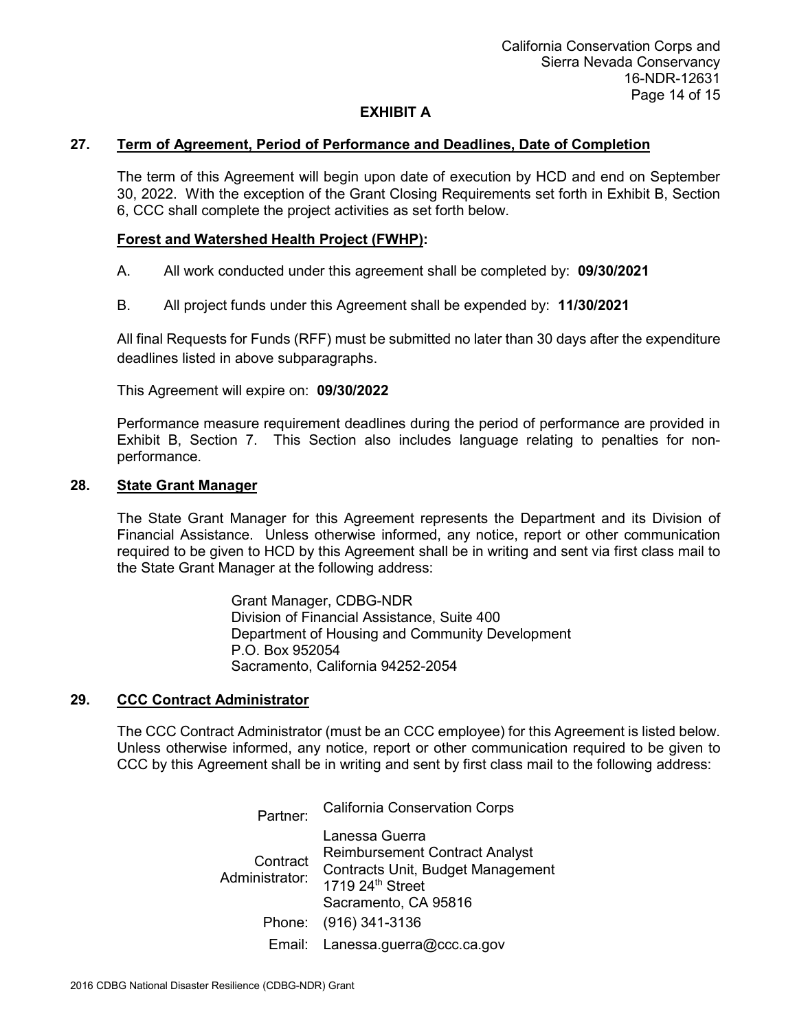## EXHIBIT A

### 27. Term of Agreement, Period of Performance and Deadlines, Date of Completion

The term of this Agreement will begin upon date of execution by HCD and end on September 30, 2022. With the exception of the Grant Closing Requirements set forth in Exhibit B, Section 6, CCC shall complete the project activities as set forth below.

**Forest and Watershed Health Project (FWHP):**

A. All work conducted under this agreement shall be completed by: **09/30/2021**

B. All project funds under this Agreement shall be expended by: **11/30/2021**

All final Requests for Funds (RFF) must be submitted no later than 30 days after the expenditure deadlines listed in above subparagraphs.

This Agreement will expire on: **09/30/2022**

Performance measure requirement deadlines during the period of performance are provided in Exhibit B, Section 7. This Section also includes language relating to penalties for non-performance.

### 28. State Grant Manager

The State Grant Manager for this Agreement represents the Department and its Division of Financial Assistance. Unless otherwise informed, any notice, report or other communication required to be given to HCD by this Agreement shall be in writing and sent via first class mail to the State Grant Manager at the following address:

Grant Manager, CDBG-NDR
Division of Financial Assistance, Suite 400
Department of Housing and Community Development
P.O. Box 952054
Sacramento, California 94252-2054

### 29. CCC Contract Administrator

The CCC Contract Administrator (must be an CCC employee) for this Agreement is listed below. Unless otherwise informed, any notice, report or other communication required to be given to CCC by this Agreement shall be in writing and sent by first class mail to the following address:

| | |
|---|---|
| Partner: | California Conservation Corps |
| Contract Administrator: | Lanessa Guerra<br>Reimbursement Contract Analyst<br>Contracts Unit, Budget Management<br>1719 24th Street<br>Sacramento, CA 95816 |
| Phone: | (916) 341-3136 |
| Email: | Lanessa.guerra@ccc.ca.gov |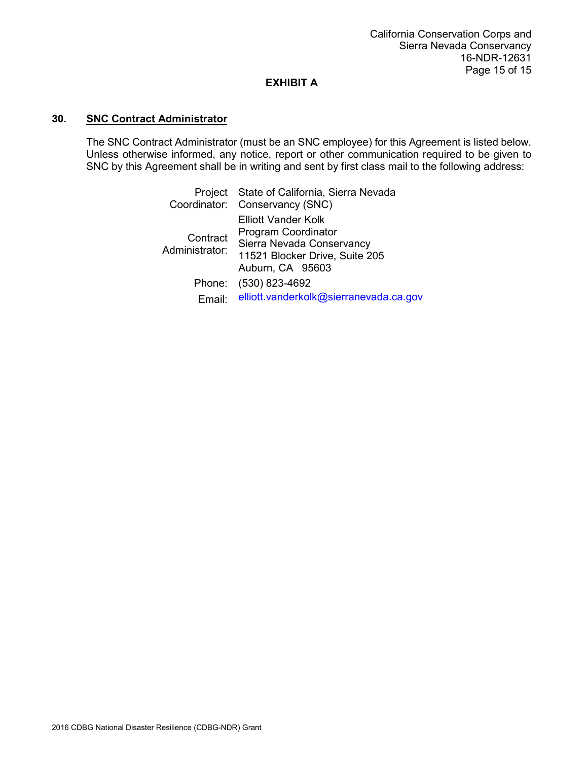# EXHIBIT A

## 30. SNC Contract Administrator

The SNC Contract Administrator (must be an SNC employee) for this Agreement is listed below. Unless otherwise informed, any notice, report or other communication required to be given to SNC by this Agreement shall be in writing and sent by first class mail to the following address:

| | |
|---|---|
| Project Coordinator: | State of California, Sierra Nevada Conservancy (SNC) |
| Contract Administrator: | Elliott Vander Kolk<br>Program Coordinator<br>Sierra Nevada Conservancy<br>11521 Blocker Drive, Suite 205<br>Auburn, CA 95603 |
| Phone: | (530) 823-4692 |
| Email: | elliott.vanderkolk@sierranevada.ca.gov |